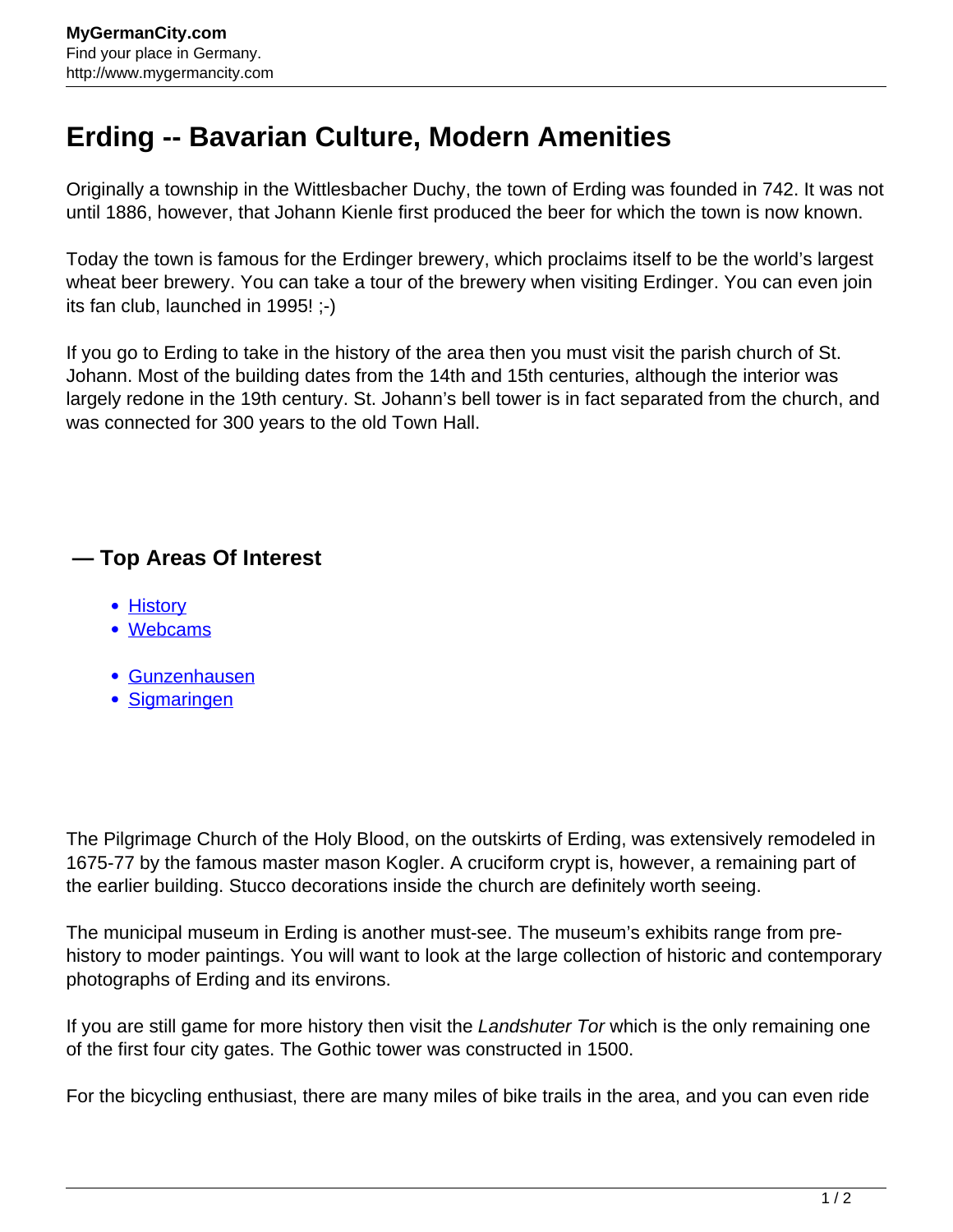# Erding -- Bavarian Culture, Modern Amenities

Originally a township in the Wittlesbacher Duchy, the town of Erding was founded in 742. It was not until 1886, however, that Johann Kienle first produced the beer for which the town is now known.

Today the town is famous for the Erdinger brewery, which proclaims itself to be the world's largest wheat beer brewery. You can take a tour of the brewery when visiting Erdinger. You can even join its fan club, launched in 1995! ;-)

If you go to Erding to take in the history of the area then you must visit the parish church of St. Johann. Most of the building dates from the 14th and 15th centuries, although the interior was largely redone in the 19th century. St. Johann's bell tower is in fact separated from the church, and was connected for 300 years to the old Town Hall.

## — Top Areas Of Interest

- History
- Webcams

- Gunzenhausen
- Sigmaringen

The Pilgrimage Church of the Holy Blood, on the outskirts of Erding, was extensively remodeled in 1675-77 by the famous master mason Kogler. A cruciform crypt is, however, a remaining part of the earlier building. Stucco decorations inside the church are definitely worth seeing.

The municipal museum in Erding is another must-see. The museum's exhibits range from pre-history to moder paintings. You will want to look at the large collection of historic and contemporary photographs of Erding and its environs.

If you are still game for more history then visit the *Landshuter Tor* which is the only remaining one of the first four city gates. The Gothic tower was constructed in 1500.

For the bicycling enthusiast, there are many miles of bike trails in the area, and you can even ride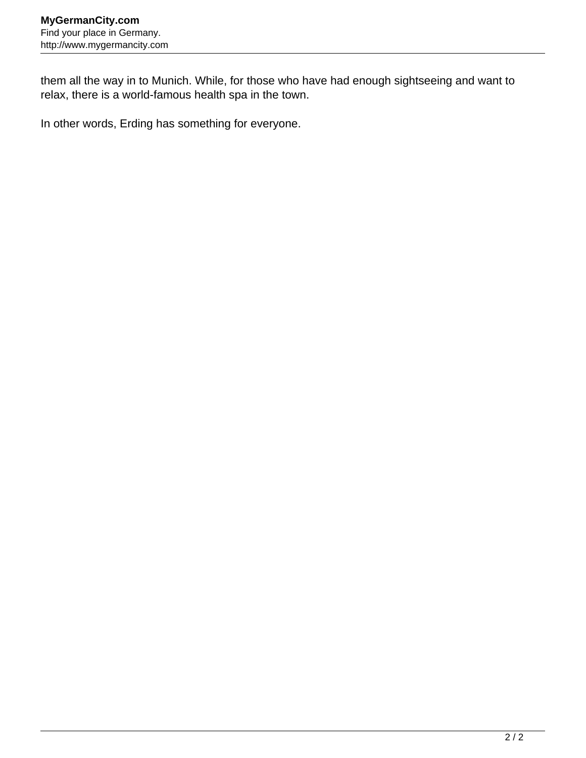them all the way in to Munich. While, for those who have had enough sightseeing and want to relax, there is a world-famous health spa in the town.

In other words, Erding has something for everyone.